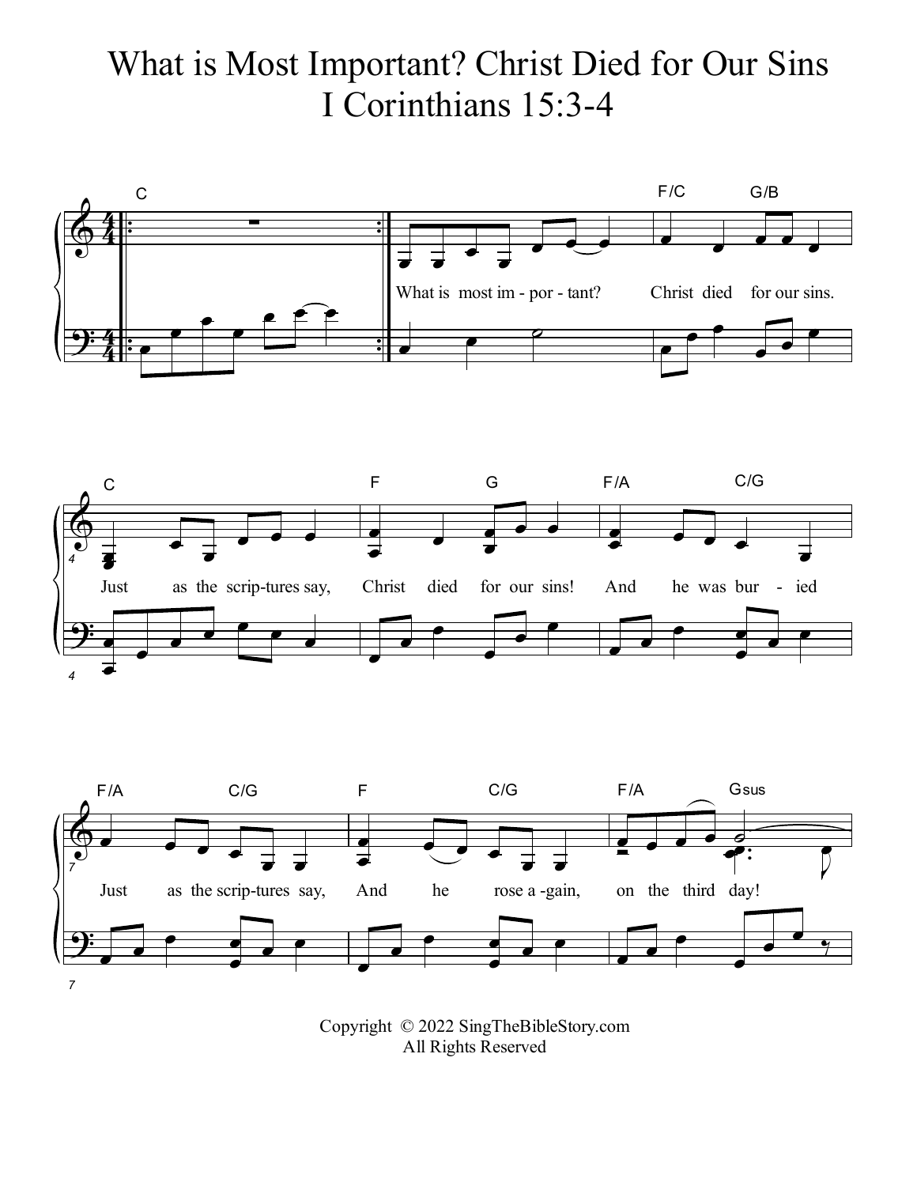# What is Most Important? Christ Died for Our Sins
# I Corinthians 15:3-4

C

What is most im - por - tant? Christ died for our sins.

F/C G/B

C F G F/A C/G

Just as the scrip-tures say, Christ died for our sins! And he was bur - ied

F/A C/G F C/G F/A Gsus

Just as the scrip-tures say, And he rose a -gain, on the third day!

Copyright © 2022 SingTheBibleStory.com
All Rights Reserved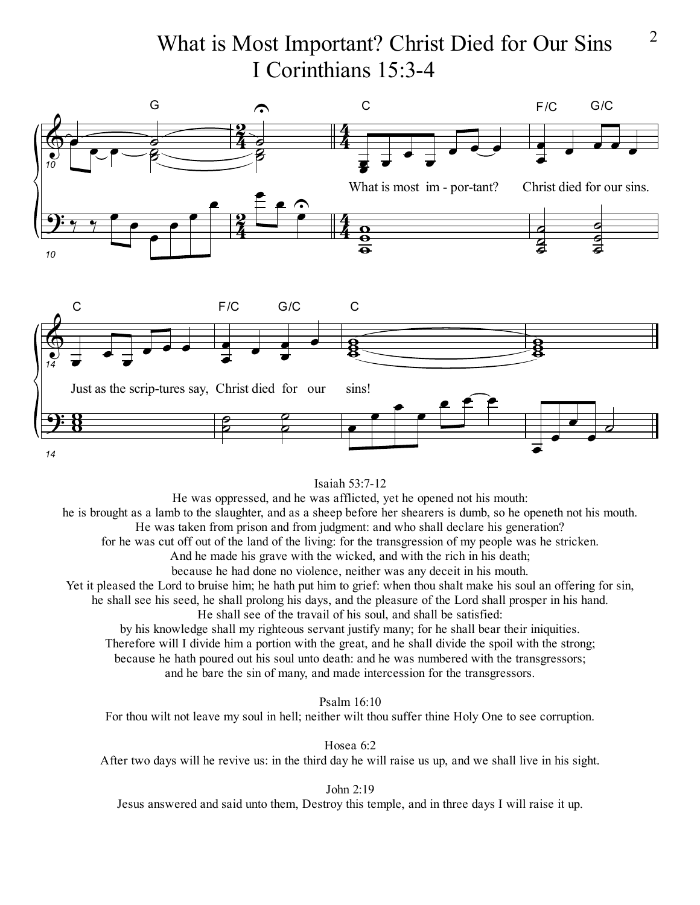# What is Most Important? Christ Died for Our Sins
## I Corinthians 15:3-4

What is most im - por-tant? Christ died for our sins.

Just as the scrip-tures say, Christ died for our sins!

Isaiah 53:7-12

He was oppressed, and he was afflicted, yet he opened not his mouth:
he is brought as a lamb to the slaughter, and as a sheep before her shearers is dumb, so he openeth not his mouth.
He was taken from prison and from judgment: and who shall declare his generation?
for he was cut off out of the land of the living: for the transgression of my people was he stricken.
And he made his grave with the wicked, and with the rich in his death;
because he had done no violence, neither was any deceit in his mouth.
Yet it pleased the Lord to bruise him; he hath put him to grief: when thou shalt make his soul an offering for sin,
he shall see his seed, he shall prolong his days, and the pleasure of the Lord shall prosper in his hand.
He shall see of the travail of his soul, and shall be satisfied:
by his knowledge shall my righteous servant justify many; for he shall bear their iniquities.
Therefore will I divide him a portion with the great, and he shall divide the spoil with the strong;
because he hath poured out his soul unto death: and he was numbered with the transgressors;
and he bare the sin of many, and made intercession for the transgressors.

Psalm 16:10

For thou wilt not leave my soul in hell; neither wilt thou suffer thine Holy One to see corruption.

Hosea 6:2

After two days will he revive us: in the third day he will raise us up, and we shall live in his sight.

John 2:19

Jesus answered and said unto them, Destroy this temple, and in three days I will raise it up.